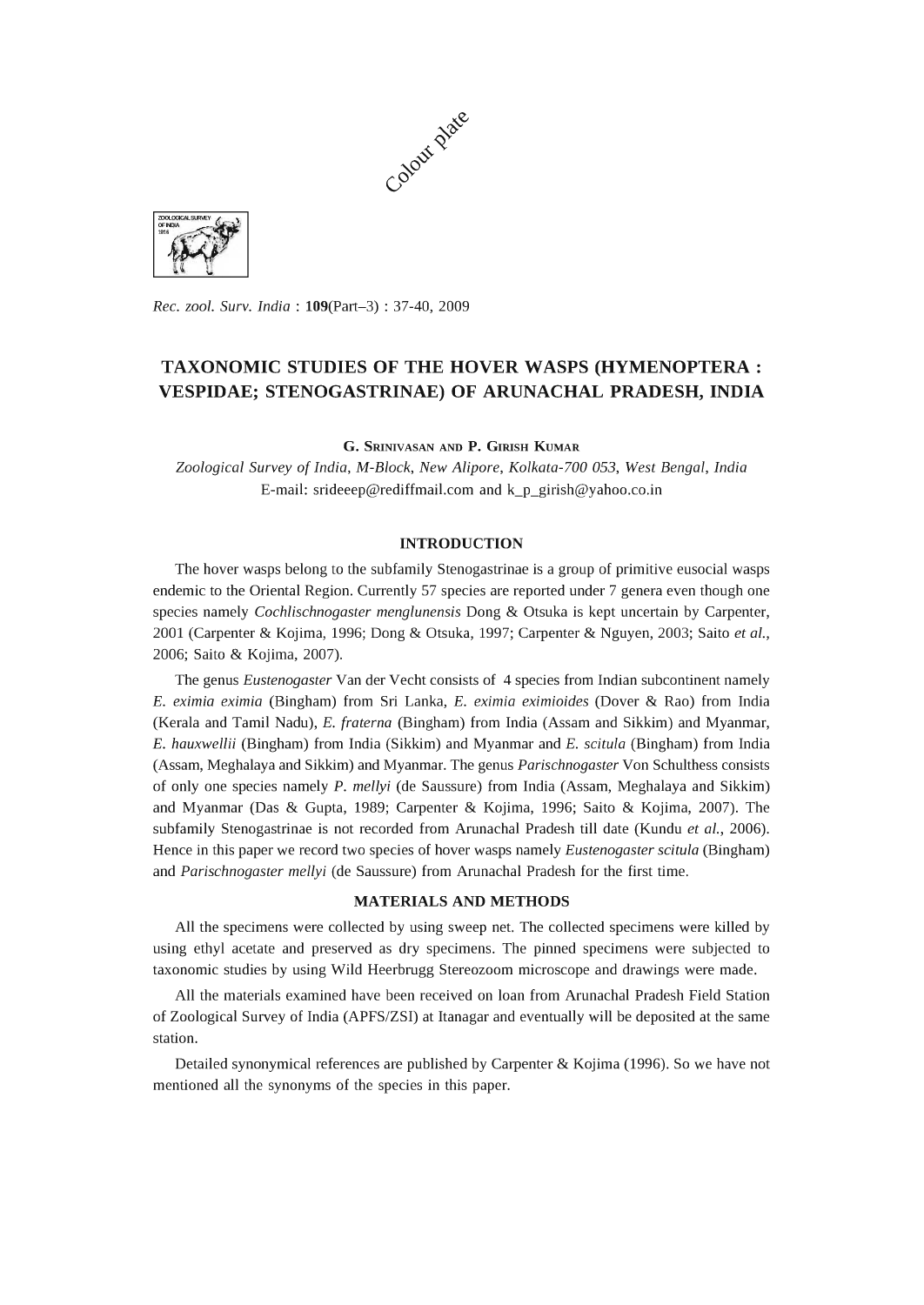Colour plate

Rec. zool. Surv. India : **109**(Part–3) : 37-40, 2009

# TAXONOMIC STUDIES OF THE HOVER WASPS (HYMENOPTERA : VESPIDAE; STENOGASTRINAE) OF ARUNACHAL PRADESH, INDIA

G. Srinivasan and P. Girish Kumar

*Zoological Survey of India, M-Block, New Alipore, Kolkata-700 053, West Bengal, India*

E-mail: srideeep@rediffmail.com and k_p_girish@yahoo.co.in

## INTRODUCTION

The hover wasps belong to the subfamily Stenogastrinae is a group of primitive eusocial wasps endemic to the Oriental Region. Currently 57 species are reported under 7 genera even though one species namely *Cochlischnogaster menglunensis* Dong & Otsuka is kept uncertain by Carpenter, 2001 (Carpenter & Kojima, 1996; Dong & Otsuka, 1997; Carpenter & Nguyen, 2003; Saito *et al.*, 2006; Saito & Kojima, 2007).

The genus *Eustenogaster* Van der Vecht consists of 4 species from Indian subcontinent namely *E. eximia eximia* (Bingham) from Sri Lanka, *E. eximia eximioides* (Dover & Rao) from India (Kerala and Tamil Nadu), *E. fraterna* (Bingham) from India (Assam and Sikkim) and Myanmar, *E. hauxwellii* (Bingham) from India (Sikkim) and Myanmar and *E. scitula* (Bingham) from India (Assam, Meghalaya and Sikkim) and Myanmar. The genus *Parischnogaster* Von Schulthess consists of only one species namely *P. mellyi* (de Saussure) from India (Assam, Meghalaya and Sikkim) and Myanmar (Das & Gupta, 1989; Carpenter & Kojima, 1996; Saito & Kojima, 2007). The subfamily Stenogastrinae is not recorded from Arunachal Pradesh till date (Kundu *et al.*, 2006). Hence in this paper we record two species of hover wasps namely *Eustenogaster scitula* (Bingham) and *Parischnogaster mellyi* (de Saussure) from Arunachal Pradesh for the first time.

## MATERIALS AND METHODS

All the specimens were collected by using sweep net. The collected specimens were killed by using ethyl acetate and preserved as dry specimens. The pinned specimens were subjected to taxonomic studies by using Wild Heerbrugg Stereozoom microscope and drawings were made.

All the materials examined have been received on loan from Arunachal Pradesh Field Station of Zoological Survey of India (APFS/ZSI) at Itanagar and eventually will be deposited at the same station.

Detailed synonymical references are published by Carpenter & Kojima (1996). So we have not mentioned all the synonyms of the species in this paper.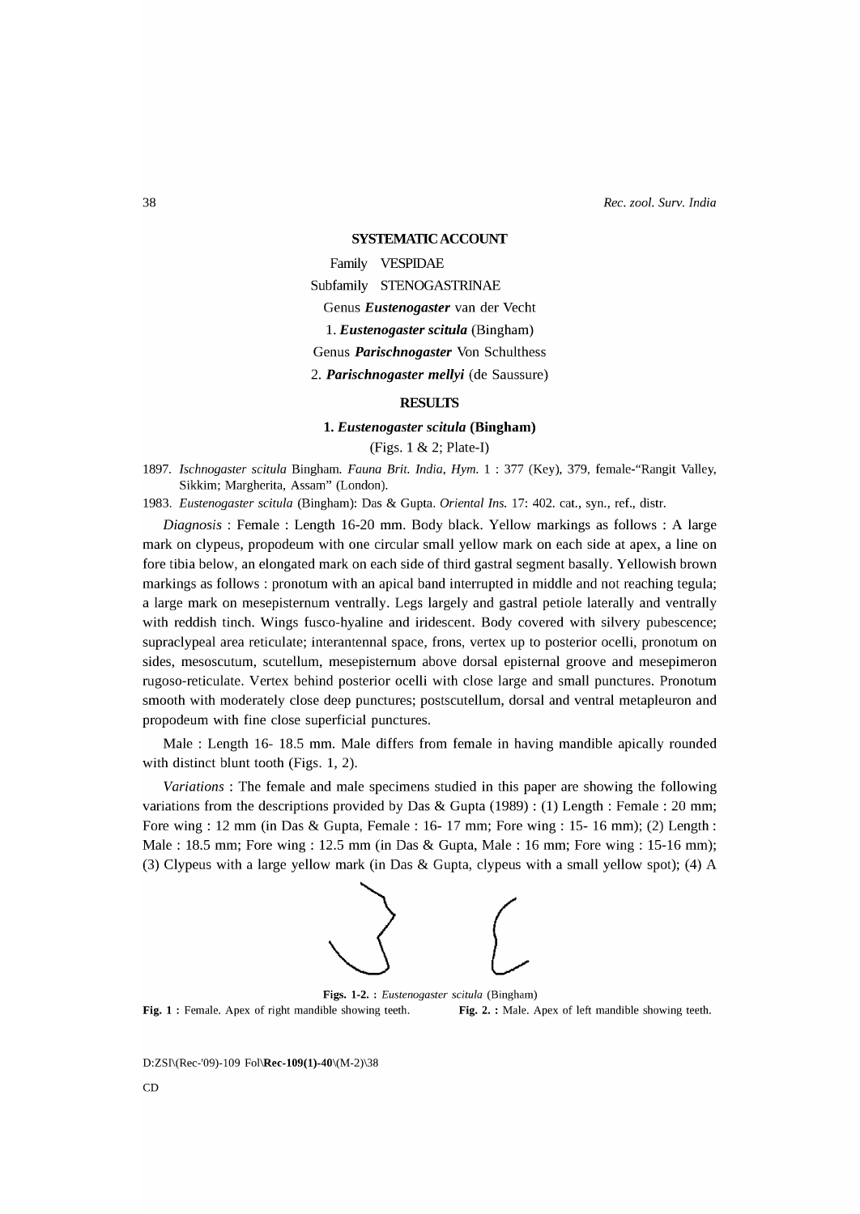## SYSTEMATIC ACCOUNT

Family VESPIDAE

Subfamily STENOGASTRINAE

Genus ***Eustenogaster*** van der Vecht

1. ***Eustenogaster scitula*** (Bingham)

Genus ***Parischnogaster*** Von Schulthess

2. ***Parischnogaster mellyi*** (de Saussure)

## RESULTS

### 1. *Eustenogaster scitula* (Bingham)

(Figs. 1 & 2; Plate-I)

1897. *Ischnogaster scitula* Bingham. *Fauna Brit. India, Hym.* 1 : 377 (Key), 379, female-"Rangit Valley, Sikkim; Margherita, Assam" (London).

1983. *Eustenogaster scitula* (Bingham): Das & Gupta. *Oriental Ins.* 17: 402. cat., syn., ref., distr.

*Diagnosis* : Female : Length 16-20 mm. Body black. Yellow markings as follows : A large mark on clypeus, propodeum with one circular small yellow mark on each side at apex, a line on fore tibia below, an elongated mark on each side of third gastral segment basally. Yellowish brown markings as follows : pronotum with an apical band interrupted in middle and not reaching tegula; a large mark on mesepisternum ventrally. Legs largely and gastral petiole laterally and ventrally with reddish tinch. Wings fusco-hyaline and iridescent. Body covered with silvery pubescence; supraclypeal area reticulate; interantennal space, frons, vertex up to posterior ocelli, pronotum on sides, mesoscutum, scutellum, mesepisternum above dorsal episternal groove and mesepimeron rugoso-reticulate. Vertex behind posterior ocelli with close large and small punctures. Pronotum smooth with moderately close deep punctures; postscutellum, dorsal and ventral metapleuron and propodeum with fine close superficial punctures.

Male : Length 16- 18.5 mm. Male differs from female in having mandible apically rounded with distinct blunt tooth (Figs. 1, 2).

*Variations* : The female and male specimens studied in this paper are showing the following variations from the descriptions provided by Das & Gupta (1989) : (1) Length : Female : 20 mm; Fore wing : 12 mm (in Das & Gupta, Female : 16- 17 mm; Fore wing : 15- 16 mm); (2) Length : Male : 18.5 mm; Fore wing : 12.5 mm (in Das & Gupta, Male : 16 mm; Fore wing : 15-16 mm); (3) Clypeus with a large yellow mark (in Das & Gupta, clypeus with a small yellow spot); (4) A

**Figs. 1-2.** : *Eustenogaster scitula* (Bingham)

**Fig. 1** : Female. Apex of right mandible showing teeth. **Fig. 2.** : Male. Apex of left mandible showing teeth.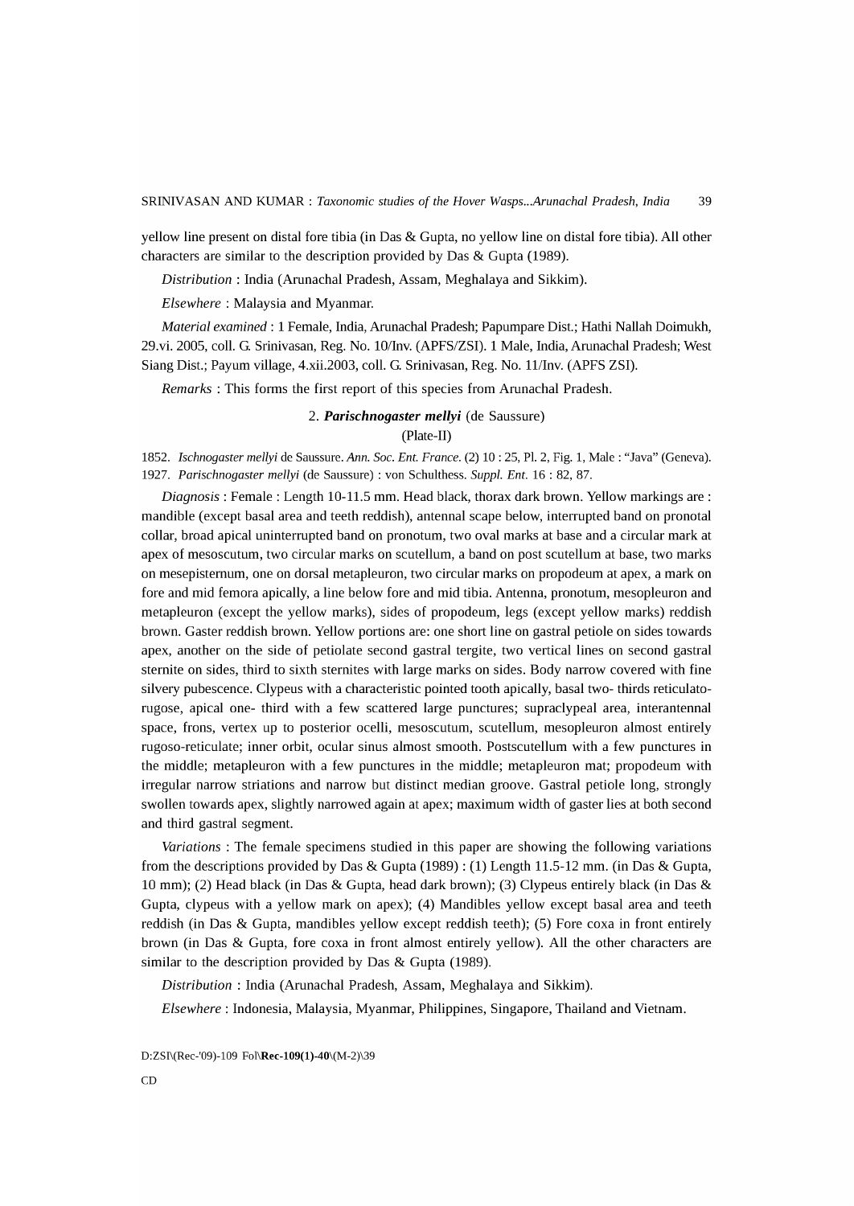yellow line present on distal fore tibia (in Das & Gupta, no yellow line on distal fore tibia). All other characters are similar to the description provided by Das & Gupta (1989).

*Distribution* : India (Arunachal Pradesh, Assam, Meghalaya and Sikkim).

*Elsewhere* : Malaysia and Myanmar.

*Material examined* : 1 Female, India, Arunachal Pradesh; Papumpare Dist.; Hathi Nallah Doimukh, 29.vi. 2005, coll. G. Srinivasan, Reg. No. 10/Inv. (APFS/ZSI). 1 Male, India, Arunachal Pradesh; West Siang Dist.; Payum village, 4.xii.2003, coll. G. Srinivasan, Reg. No. 11/Inv. (APFS ZSI).

*Remarks* : This forms the first report of this species from Arunachal Pradesh.

### 2. ***Parischnogaster mellyi*** (de Saussure)

(Plate-II)

1852. *Ischnogaster mellyi* de Saussure. *Ann. Soc. Ent. France.* (2) 10 : 25, Pl. 2, Fig. 1, Male : "Java" (Geneva).
1927. *Parischnogaster mellyi* (de Saussure) : von Schulthess. *Suppl. Ent.* 16 : 82, 87.

*Diagnosis* : Female : Length 10-11.5 mm. Head black, thorax dark brown. Yellow markings are : mandible (except basal area and teeth reddish), antennal scape below, interrupted band on pronotal collar, broad apical uninterrupted band on pronotum, two oval marks at base and a circular mark at apex of mesoscutum, two circular marks on scutellum, a band on post scutellum at base, two marks on mesepisternum, one on dorsal metapleuron, two circular marks on propodeum at apex, a mark on fore and mid femora apically, a line below fore and mid tibia. Antenna, pronotum, mesopleuron and metapleuron (except the yellow marks), sides of propodeum, legs (except yellow marks) reddish brown. Gaster reddish brown. Yellow portions are: one short line on gastral petiole on sides towards apex, another on the side of petiolate second gastral tergite, two vertical lines on second gastral sternite on sides, third to sixth sternites with large marks on sides. Body narrow covered with fine silvery pubescence. Clypeus with a characteristic pointed tooth apically, basal two- thirds reticulato-rugose, apical one- third with a few scattered large punctures; supraclypeal area, interantennal space, frons, vertex up to posterior ocelli, mesoscutum, scutellum, mesopleuron almost entirely rugoso-reticulate; inner orbit, ocular sinus almost smooth. Postscutellum with a few punctures in the middle; metapleuron with a few punctures in the middle; metapleuron mat; propodeum with irregular narrow striations and narrow but distinct median groove. Gastral petiole long, strongly swollen towards apex, slightly narrowed again at apex; maximum width of gaster lies at both second and third gastral segment.

*Variations* : The female specimens studied in this paper are showing the following variations from the descriptions provided by Das & Gupta (1989) : (1) Length 11.5-12 mm. (in Das & Gupta, 10 mm); (2) Head black (in Das & Gupta, head dark brown); (3) Clypeus entirely black (in Das & Gupta, clypeus with a yellow mark on apex); (4) Mandibles yellow except basal area and teeth reddish (in Das & Gupta, mandibles yellow except reddish teeth); (5) Fore coxa in front entirely brown (in Das & Gupta, fore coxa in front almost entirely yellow). All the other characters are similar to the description provided by Das & Gupta (1989).

*Distribution* : India (Arunachal Pradesh, Assam, Meghalaya and Sikkim).

*Elsewhere* : Indonesia, Malaysia, Myanmar, Philippines, Singapore, Thailand and Vietnam.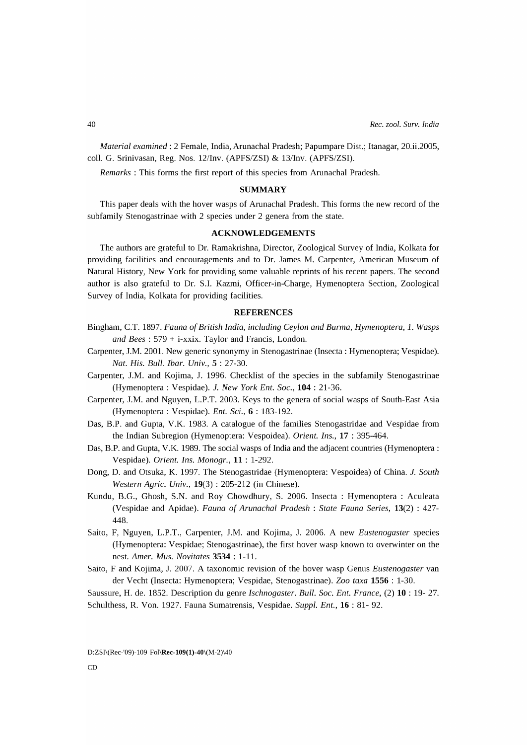*Material examined* : 2 Female, India, Arunachal Pradesh; Papumpare Dist.; Itanagar, 20.ii.2005, coll. G. Srinivasan, Reg. Nos. 12/Inv. (APFS/ZSI) & 13/Inv. (APFS/ZSI).

*Remarks* : This forms the first report of this species from Arunachal Pradesh.

## SUMMARY

This paper deals with the hover wasps of Arunachal Pradesh. This forms the new record of the subfamily Stenogastrinae with 2 species under 2 genera from the state.

## ACKNOWLEDGEMENTS

The authors are grateful to Dr. Ramakrishna, Director, Zoological Survey of India, Kolkata for providing facilities and encouragements and to Dr. James M. Carpenter, American Museum of Natural History, New York for providing some valuable reprints of his recent papers. The second author is also grateful to Dr. S.I. Kazmi, Officer-in-Charge, Hymenoptera Section, Zoological Survey of India, Kolkata for providing facilities.

## REFERENCES

Bingham, C.T. 1897. *Fauna of British India, including Ceylon and Burma, Hymenoptera, 1. Wasps and Bees* : 579 + i-xxix. Taylor and Francis, London.

Carpenter, J.M. 2001. New generic synonymy in Stenogastrinae (Insecta : Hymenoptera; Vespidae). *Nat. His. Bull. Ibar. Univ.*, **5** : 27-30.

Carpenter, J.M. and Kojima, J. 1996. Checklist of the species in the subfamily Stenogastrinae (Hymenoptera : Vespidae). *J. New York Ent. Soc.*, **104** : 21-36.

Carpenter, J.M. and Nguyen, L.P.T. 2003. Keys to the genera of social wasps of South-East Asia (Hymenoptera : Vespidae). *Ent. Sci.*, **6** : 183-192.

Das, B.P. and Gupta, V.K. 1983. A catalogue of the families Stenogastridae and Vespidae from the Indian Subregion (Hymenoptera: Vespoidea). *Orient. Ins.*, **17** : 395-464.

Das, B.P. and Gupta, V.K. 1989. The social wasps of India and the adjacent countries (Hymenoptera : Vespidae). *Orient. Ins. Monogr.*, **11** : 1-292.

Dong, D. and Otsuka, K. 1997. The Stenogastridae (Hymenoptera: Vespoidea) of China. *J. South Western Agric. Univ.*, **19**(3) : 205-212 (in Chinese).

Kundu, B.G., Ghosh, S.N. and Roy Chowdhury, S. 2006. Insecta : Hymenoptera : Aculeata (Vespidae and Apidae). *Fauna of Arunachal Pradesh* : *State Fauna Series*, **13**(2) : 427-448.

Saito, F, Nguyen, L.P.T., Carpenter, J.M. and Kojima, J. 2006. A new *Eustenogaster* species (Hymenoptera: Vespidae; Stenogastrinae), the first hover wasp known to overwinter on the nest. *Amer. Mus. Novitates* **3534** : 1-11.

Saito, F and Kojima, J. 2007. A taxonomic revision of the hover wasp Genus *Eustenogaster* van der Vecht (Insecta: Hymenoptera; Vespidae, Stenogastrinae). *Zoo taxa* **1556** : 1-30.

Saussure, H. de. 1852. Description du genre *Ischnogaster*. *Bull. Soc. Ent. France*, (2) **10** : 19- 27.

Schulthess, R. Von. 1927. Fauna Sumatrensis, Vespidae. *Suppl. Ent.*, **16** : 81- 92.